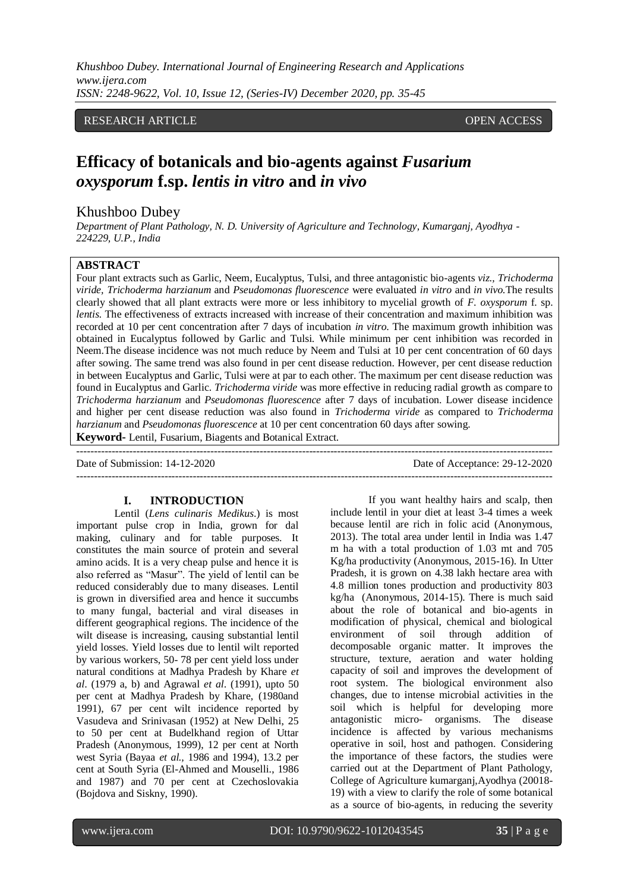RESEARCH ARTICLE OPEN ACCESS

# Efficacy of botanicals and bio-agents against *Fusarium oxysporum* f.sp. *lentis in vitro* and *in vivo*

Khushboo Dubey

*Department of Plant Pathology, N. D. University of Agriculture and Technology, Kumarganj, Ayodhya - 224229, U.P., India*

## ABSTRACT

Four plant extracts such as Garlic, Neem, Eucalyptus, Tulsi, and three antagonistic bio-agents *viz., Trichoderma viride*, *Trichoderma harzianum* and *Pseudomonas fluorescence* were evaluated *in vitro* and *in vivo.*The results clearly showed that all plant extracts were more or less inhibitory to mycelial growth of *F. oxysporum* f. sp. *lentis.* The effectiveness of extracts increased with increase of their concentration and maximum inhibition was recorded at 10 per cent concentration after 7 days of incubation *in vitro*. The maximum growth inhibition was obtained in Eucalyptus followed by Garlic and Tulsi. While minimum per cent inhibition was recorded in Neem.The disease incidence was not much reduce by Neem and Tulsi at 10 per cent concentration of 60 days after sowing. The same trend was also found in per cent disease reduction. However, per cent disease reduction in between Eucalyptus and Garlic, Tulsi were at par to each other. The maximum per cent disease reduction was found in Eucalyptus and Garlic. *Trichoderma viride* was more effective in reducing radial growth as compare to *Trichoderma harzianum* and *Pseudomonas fluorescence* after 7 days of incubation. Lower disease incidence and higher per cent disease reduction was also found in *Trichoderma viride* as compared to *Trichoderma harzianum* and *Pseudomonas fluorescence* at 10 per cent concentration 60 days after sowing.

**Keyword-** Lentil, Fusarium, Biagents and Botanical Extract.

Date of Submission: 14-12-2020 Date of Acceptance: 29-12-2020

## I. INTRODUCTION

Lentil (*Lens culinaris Medikus*.) is most important pulse crop in India, grown for dal making, culinary and for table purposes. It constitutes the main source of protein and several amino acids. It is a very cheap pulse and hence it is also referred as "Masur". The yield of lentil can be reduced considerably due to many diseases. Lentil is grown in diversified area and hence it succumbs to many fungal, bacterial and viral diseases in different geographical regions. The incidence of the wilt disease is increasing, causing substantial lentil yield losses. Yield losses due to lentil wilt reported by various workers, 50- 78 per cent yield loss under natural conditions at Madhya Pradesh by Khare *et al*. (1979 a, b) and Agrawal *et al*. (1991), upto 50 per cent at Madhya Pradesh by Khare, (1980and 1991), 67 per cent wilt incidence reported by Vasudeva and Srinivasan (1952) at New Delhi, 25 to 50 per cent at Budelkhand region of Uttar Pradesh (Anonymous, 1999), 12 per cent at North west Syria (Bayaa *et al.*, 1986 and 1994), 13.2 per cent at South Syria (El-Ahmed and Mouselli., 1986 and 1987) and 70 per cent at Czechoslovakia (Bojdova and Siskny, 1990).

If you want healthy hairs and scalp, then include lentil in your diet at least 3-4 times a week because lentil are rich in folic acid (Anonymous, 2013). The total area under lentil in India was 1.47 m ha with a total production of 1.03 mt and 705 Kg/ha productivity (Anonymous, 2015-16). In Utter Pradesh, it is grown on 4.38 lakh hectare area with 4.8 million tones production and productivity 803 kg/ha (Anonymous, 2014-15). There is much said about the role of botanical and bio-agents in modification of physical, chemical and biological environment of soil through addition of decomposable organic matter. It improves the structure, texture, aeration and water holding capacity of soil and improves the development of root system. The biological environment also changes, due to intense microbial activities in the soil which is helpful for developing more antagonistic micro- organisms. The disease incidence is affected by various mechanisms operative in soil, host and pathogen. Considering the importance of these factors, the studies were carried out at the Department of Plant Pathology, College of Agriculture kumarganj,Ayodhya (20018-19) with a view to clarify the role of some botanical as a source of bio-agents, in reducing the severity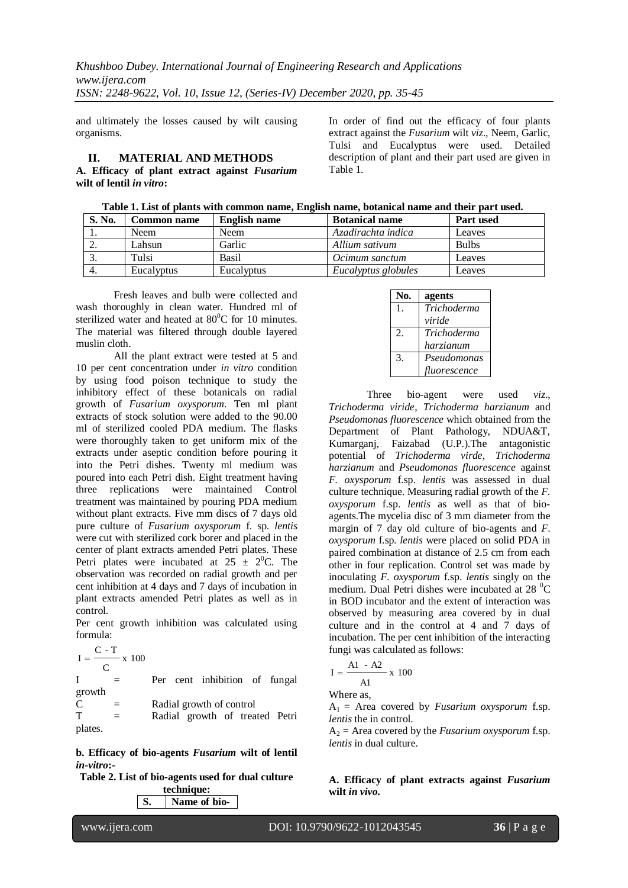and ultimately the losses caused by wilt causing organisms.

## II. MATERIAL AND METHODS

**A. Efficacy of plant extract against *Fusarium* wilt of lentil *in vitro*:**

In order of find out the efficacy of four plants extract against the *Fusarium* wilt *viz*., Neem, Garlic, Tulsi and Eucalyptus were used. Detailed description of plant and their part used are given in Table 1.

**Table 1. List of plants with common name, English name, botanical name and their part used.**

| S. No. | Common name | English name | Botanical name | Part used |
|---|---|---|---|---|
| 1. | Neem | Neem | *Azadirachta indica* | Leaves |
| 2. | Lahsun | Garlic | *Allium sativum* | Bulbs |
| 3. | Tulsi | Basil | *Ocimum sanctum* | Leaves |
| 4. | Eucalyptus | Eucalyptus | *Eucalyptus globules* | Leaves |

Fresh leaves and bulb were collected and wash thoroughly in clean water. Hundred ml of sterilized water and heated at $80^0$C for 10 minutes. The material was filtered through double layered muslin cloth.

All the plant extract were tested at 5 and 10 per cent concentration under *in vitro* condition by using food poison technique to study the inhibitory effect of these botanicals on radial growth of *Fusarium oxysporum*. Ten ml plant extracts of stock solution were added to the 90.00 ml of sterilized cooled PDA medium. The flasks were thoroughly taken to get uniform mix of the extracts under aseptic condition before pouring it into the Petri dishes. Twenty ml medium was poured into each Petri dish. Eight treatment having three replications were maintained Control treatment was maintained by pouring PDA medium without plant extracts. Five mm discs of 7 days old pure culture of *Fusarium oxysporum* f. sp. *lentis* were cut with sterilized cork borer and placed in the center of plant extracts amended Petri plates. These Petri plates were incubated at $25 \pm 2^0$C. The observation was recorded on radial growth and per cent inhibition at 4 days and 7 days of incubation in plant extracts amended Petri plates as well as in control.

Per cent growth inhibition was calculated using formula:

$$I = \frac{C - T}{C} \times 100$$

I = Per cent inhibition of fungal growth

C = Radial growth of control

T = Radial growth of treated Petri plates.

**b. Efficacy of bio-agents *Fusarium* wilt of lentil *in-vitro*:-**

**Table 2. List of bio-agents used for dual culture technique:**

| S. No. | Name of bio-agents |
|---|---|
| 1. | *Trichoderma viride* |
| 2. | *Trichoderma harzianum* |
| 3. | *Pseudomonas fluorescence* |

Three bio-agent were used *viz*., *Trichoderma viride*, *Trichoderma harzianum* and *Pseudomonas fluorescence* which obtained from the Department of Plant Pathology, NDUA&T, Kumarganj, Faizabad (U.P.).The antagonistic potential of *Trichoderma virde, Trichoderma harzianum* and *Pseudomonas fluorescence* against *F. oxysporum* f.sp. *lentis* was assessed in dual culture technique. Measuring radial growth of the *F. oxysporum* f.sp. *lentis* as well as that of bio-agents.The mycelia disc of 3 mm diameter from the margin of 7 day old culture of bio-agents and *F. oxysporum* f.sp. *lentis* were placed on solid PDA in paired combination at distance of 2.5 cm from each other in four replication. Control set was made by inoculating *F. oxysporum* f.sp. *lentis* singly on the medium. Dual Petri dishes were incubated at 28 $^0$C in BOD incubator and the extent of interaction was observed by measuring area covered by in dual culture and in the control at 4 and 7 days of incubation. The per cent inhibition of the interacting fungi was calculated as follows:

$$I = \frac{A1 - A2}{A1} \times 100$$

Where as,

$A_1$ = Area covered by *Fusarium oxysporum* f.sp. *lentis* the in control.

$A_2$ = Area covered by the *Fusarium oxysporum* f.sp. *lentis* in dual culture.

**A. Efficacy of plant extracts against *Fusarium* wilt *in vivo*.**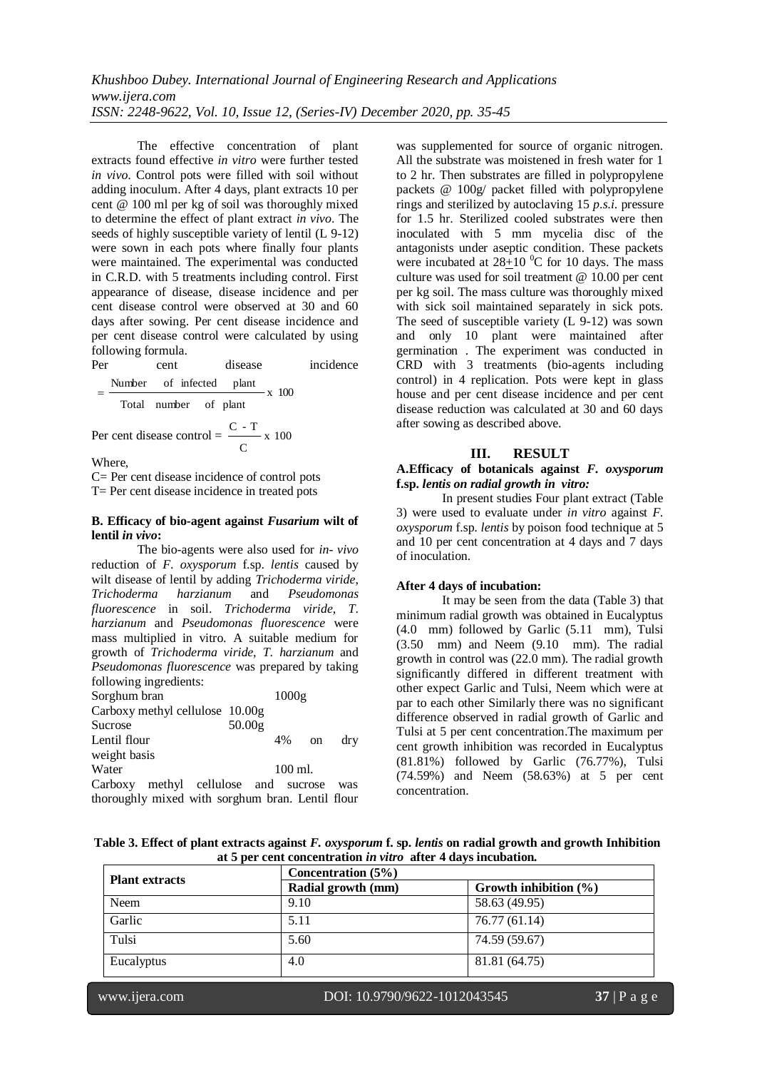The effective concentration of plant extracts found effective *in vitro* were further tested *in vivo*. Control pots were filled with soil without adding inoculum. After 4 days, plant extracts 10 per cent @ 100 ml per kg of soil was thoroughly mixed to determine the effect of plant extract *in vivo*. The seeds of highly susceptible variety of lentil (L 9-12) were sown in each pots where finally four plants were maintained. The experimental was conducted in C.R.D. with 5 treatments including control. First appearance of disease, disease incidence and per cent disease control were observed at 30 and 60 days after sowing. Per cent disease incidence and per cent disease control were calculated by using following formula.

$$\text{Per cent disease incidence} = \frac{\text{Number of infected plant}}{\text{Total number of plant}} \times 100$$

$$\text{Per cent disease control} = \frac{C - T}{C} \times 100$$

Where,

C= Per cent disease incidence of control pots

T= Per cent disease incidence in treated pots

**B. Efficacy of bio-agent against *Fusarium* wilt of lentil *in vivo*:**

The bio-agents were also used for *in- vivo* reduction of *F. oxysporum* f.sp. *lentis* caused by wilt disease of lentil by adding *Trichoderma viride*, *Trichoderma harzianum* and *Pseudomonas fluorescence* in soil. *Trichoderma viride*, *T. harzianum* and *Pseudomonas fluorescence* were mass multiplied in vitro. A suitable medium for growth of *Trichoderma viride*, *T. harzianum* and *Pseudomonas fluorescence* was prepared by taking following ingredients:

| | |
|---|---|
| Sorghum bran | 1000g |
| Carboxy methyl cellulose | 10.00g |
| Sucrose | 50.00g |
| Lentil flour | 4% on dry weight basis |
| Water | 100 ml. |

Carboxy methyl cellulose and sucrose was thoroughly mixed with sorghum bran. Lentil flour was supplemented for source of organic nitrogen. All the substrate was moistened in fresh water for 1 to 2 hr. Then substrates are filled in polypropylene packets @ 100g/ packet filled with polypropylene rings and sterilized by autoclaving 15 *p.s.i.* pressure for 1.5 hr. Sterilized cooled substrates were then inoculated with 5 mm mycelia disc of the antagonists under aseptic condition. These packets were incubated at 28$\pm$10 $^{0}$C for 10 days. The mass culture was used for soil treatment @ 10.00 per cent per kg soil. The mass culture was thoroughly mixed with sick soil maintained separately in sick pots. The seed of susceptible variety (L 9-12) was sown and only 10 plant were maintained after germination . The experiment was conducted in CRD with 3 treatments (bio-agents including control) in 4 replication. Pots were kept in glass house and per cent disease incidence and per cent disease reduction was calculated at 30 and 60 days after sowing as described above.

## III. RESULT

**A.Efficacy of botanicals against *F. oxysporum* f.sp. *lentis on radial growth in vitro:***

In present studies Four plant extract (Table 3) were used to evaluate under *in vitro* against *F. oxysporum* f.sp. *lentis* by poison food technique at 5 and 10 per cent concentration at 4 days and 7 days of inoculation.

**After 4 days of incubation:**

It may be seen from the data (Table 3) that minimum radial growth was obtained in Eucalyptus (4.0 mm) followed by Garlic (5.11 mm), Tulsi (3.50 mm) and Neem (9.10 mm). The radial growth in control was (22.0 mm). The radial growth significantly differed in different treatment with other expect Garlic and Tulsi, Neem which were at par to each other Similarly there was no significant difference observed in radial growth of Garlic and Tulsi at 5 per cent concentration.The maximum per cent growth inhibition was recorded in Eucalyptus (81.81%) followed by Garlic (76.77%), Tulsi (74.59%) and Neem (58.63%) at 5 per cent concentration.

**Table 3. Effect of plant extracts against *F. oxysporum* f. sp. *lentis* on radial growth and growth Inhibition at 5 per cent concentration *in vitro* after 4 days incubation.**

| Plant extracts | Concentration (5%) | |
|---|---|---|
| | Radial growth (mm) | Growth inhibition (%) |
| Neem | 9.10 | 58.63 (49.95) |
| Garlic | 5.11 | 76.77 (61.14) |
| Tulsi | 5.60 | 74.59 (59.67) |
| Eucalyptus | 4.0 | 81.81 (64.75) |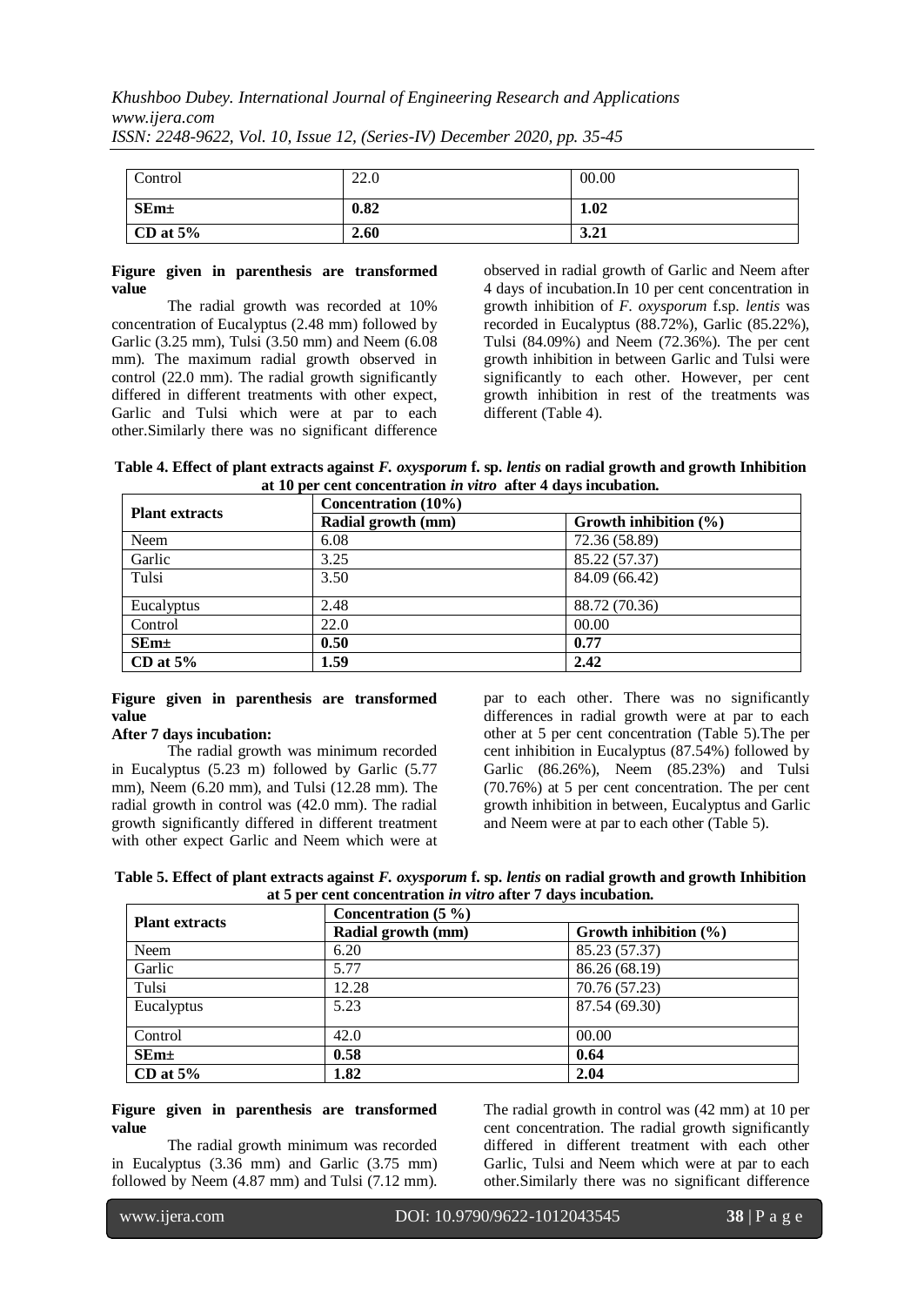| | | |
|---|---|---|
| Control | 22.0 | 00.00 |
| **SEm±** | **0.82** | **1.02** |
| **CD at 5%** | **2.60** | **3.21** |

**Figure given in parenthesis are transformed value**

The radial growth was recorded at 10% concentration of Eucalyptus (2.48 mm) followed by Garlic (3.25 mm), Tulsi (3.50 mm) and Neem (6.08 mm). The maximum radial growth observed in control (22.0 mm). The radial growth significantly differed in different treatments with other expect, Garlic and Tulsi which were at par to each other.Similarly there was no significant difference observed in radial growth of Garlic and Neem after 4 days of incubation.In 10 per cent concentration in growth inhibition of *F. oxysporum* f.sp. *lentis* was recorded in Eucalyptus (88.72%), Garlic (85.22%), Tulsi (84.09%) and Neem (72.36%). The per cent growth inhibition in between Garlic and Tulsi were significantly to each other. However, per cent growth inhibition in rest of the treatments was different (Table 4).

**Table 4. Effect of plant extracts against *F. oxysporum* f. sp. *lentis* on radial growth and growth Inhibition at 10 per cent concentration *in vitro* after 4 days incubation.**

| Plant extracts | Concentration (10%) | |
|---|---|---|
| | Radial growth (mm) | Growth inhibition (%) |
| Neem | 6.08 | 72.36 (58.89) |
| Garlic | 3.25 | 85.22 (57.37) |
| Tulsi | 3.50 | 84.09 (66.42) |
| Eucalyptus | 2.48 | 88.72 (70.36) |
| Control | 22.0 | 00.00 |
| **SEm±** | **0.50** | **0.77** |
| **CD at 5%** | **1.59** | **2.42** |

**Figure given in parenthesis are transformed value**

**After 7 days incubation:**

The radial growth was minimum recorded in Eucalyptus (5.23 m) followed by Garlic (5.77 mm), Neem (6.20 mm), and Tulsi (12.28 mm). The radial growth in control was (42.0 mm). The radial growth significantly differed in different treatment with other expect Garlic and Neem which were at par to each other. There was no significantly differences in radial growth were at par to each other at 5 per cent concentration (Table 5).The per cent inhibition in Eucalyptus (87.54%) followed by Garlic (86.26%), Neem (85.23%) and Tulsi (70.76%) at 5 per cent concentration. The per cent growth inhibition in between, Eucalyptus and Garlic and Neem were at par to each other (Table 5).

**Table 5. Effect of plant extracts against *F. oxysporum* f. sp. *lentis* on radial growth and growth Inhibition at 5 per cent concentration *in vitro* after 7 days incubation.**

| Plant extracts | Concentration (5 %) | |
|---|---|---|
| | Radial growth (mm) | Growth inhibition (%) |
| Neem | 6.20 | 85.23 (57.37) |
| Garlic | 5.77 | 86.26 (68.19) |
| Tulsi | 12.28 | 70.76 (57.23) |
| Eucalyptus | 5.23 | 87.54 (69.30) |
| Control | 42.0 | 00.00 |
| **SEm±** | **0.58** | **0.64** |
| **CD at 5%** | **1.82** | **2.04** |

**Figure given in parenthesis are transformed value**

The radial growth minimum was recorded in Eucalyptus (3.36 mm) and Garlic (3.75 mm) followed by Neem (4.87 mm) and Tulsi (7.12 mm). The radial growth in control was (42 mm) at 10 per cent concentration. The radial growth significantly differed in different treatment with each other Garlic, Tulsi and Neem which were at par to each other.Similarly there was no significant difference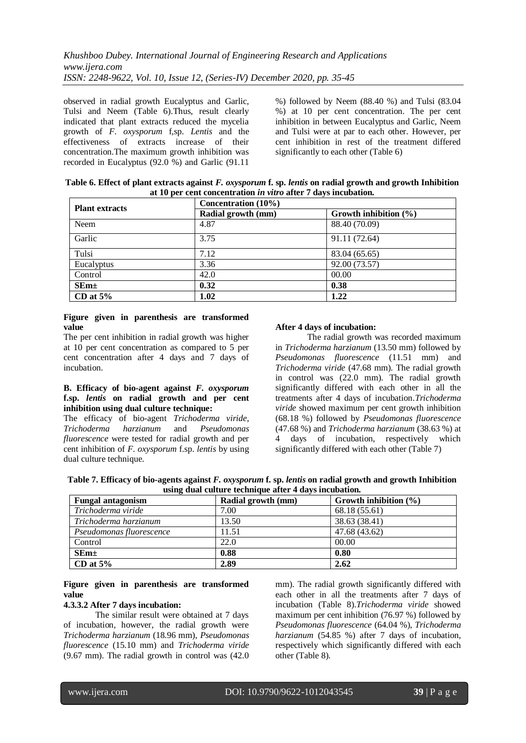observed in radial growth Eucalyptus and Garlic, Tulsi and Neem (Table 6).Thus, result clearly indicated that plant extracts reduced the mycelia growth of *F. oxysporum* f,sp. *Lentis* and the effectiveness of extracts increase of their concentration.The maximum growth inhibition was recorded in Eucalyptus (92.0 %) and Garlic (91.11 %) followed by Neem (88.40 %) and Tulsi (83.04 %) at 10 per cent concentration. The per cent inhibition in between Eucalyptus and Garlic, Neem and Tulsi were at par to each other. However, per cent inhibition in rest of the treatment differed significantly to each other (Table 6)

**Table 6. Effect of plant extracts against *F. oxysporum* f. sp. *lentis* on radial growth and growth Inhibition at 10 per cent concentration *in vitro* after 7 days incubation.**

| Plant extracts | Concentration (10%) | |
|---|---|---|
| | Radial growth (mm) | Growth inhibition (%) |
| Neem | 4.87 | 88.40 (70.09) |
| Garlic | 3.75 | 91.11 (72.64) |
| Tulsi | 7.12 | 83.04 (65.65) |
| Eucalyptus | 3.36 | 92.00 (73.57) |
| Control | 42.0 | 00.00 |
| **SEm±** | **0.32** | **0.38** |
| **CD at 5%** | **1.02** | **1.22** |

**Figure given in parenthesis are transformed value**

The per cent inhibition in radial growth was higher at 10 per cent concentration as compared to 5 per cent concentration after 4 days and 7 days of incubation.

**B. Efficacy of bio-agent against *F. oxysporum* f.sp. *lentis* on radial growth and per cent inhibition using dual culture technique:**

The efficacy of bio-agent *Trichoderma viride, Trichoderma harzianum* and *Pseudomonas fluorescence* were tested for radial growth and per cent inhibition of *F. oxysporum* f.sp. *lentis* by using dual culture technique.

**After 4 days of incubation:**

The radial growth was recorded maximum in *Trichoderma harzianum* (13.50 mm) followed by *Pseudomonas fluorescence* (11.51 mm) and *Trichoderma viride* (47.68 mm). The radial growth in control was (22.0 mm). The radial growth significantly differed with each other in all the treatments after 4 days of incubation.*Trichoderma viride* showed maximum per cent growth inhibition (68.18 %) followed by *Pseudomonas fluorescence* (47.68 %) and *Trichoderma harzianum* (38.63 %) at 4 days of incubation, respectively which significantly differed with each other (Table 7)

**Table 7. Efficacy of bio-agents against *F. oxysporum* f. sp. *lentis* on radial growth and growth Inhibition using dual culture technique after 4 days incubation.**

| Fungal antagonism | Radial growth (mm) | Growth inhibition (%) |
|---|---|---|
| *Trichoderma viride* | 7.00 | 68.18 (55.61) |
| *Trichoderma harzianum* | 13.50 | 38.63 (38.41) |
| *Pseudomonas fluorescence* | 11.51 | 47.68 (43.62) |
| Control | 22.0 | 00.00 |
| **SEm±** | **0.88** | **0.80** |
| **CD at 5%** | **2.89** | **2.62** |

**Figure given in parenthesis are transformed value**

**4.3.3.2 After 7 days incubation:**

The similar result were obtained at 7 days of incubation, however, the radial growth were *Trichoderma harzianum* (18.96 mm), *Pseudomonas fluorescence* (15.10 mm) and *Trichoderma viride* (9.67 mm). The radial growth in control was (42.0 mm). The radial growth significantly differed with each other in all the treatments after 7 days of incubation (Table 8).*Trichoderma viride* showed maximum per cent inhibition (76.97 %) followed by *Pseudomonas fluorescence* (64.04 %), *Trichoderma harzianum* (54.85 %) after 7 days of incubation, respectively which significantly differed with each other (Table 8).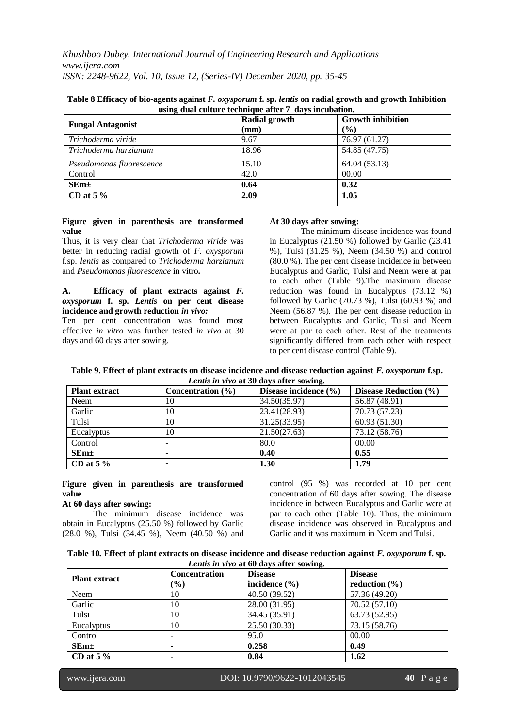**Table 8 Efficacy of bio-agents against *F. oxysporum* f. sp. *lentis* on radial growth and growth Inhibition using dual culture technique after 7 days incubation.**

| Fungal Antagonist | Radial growth (mm) | Growth inhibition (%) |
|---|---|---|
| *Trichoderma viride* | 9.67 | 76.97 (61.27) |
| *Trichoderma harzianum* | 18.96 | 54.85 (47.75) |
| *Pseudomonas fluorescence* | 15.10 | 64.04 (53.13) |
| Control | 42.0 | 00.00 |
| **SEm±** | **0.64** | **0.32** |
| **CD at 5 %** | **2.09** | **1.05** |

**Figure given in parenthesis are transformed value**

Thus, it is very clear that *Trichoderma viride* was better in reducing radial growth of *F. oxysporum* f.sp. *lentis* as compared to *Trichoderma harzianum* and *Pseudomonas fluorescence* in vitro**.**

**A. Efficacy of plant extracts against *F. oxysporum* f. sp. *Lentis* on per cent disease incidence and growth reduction *in vivo:***

Ten per cent concentration was found most effective *in vitro* was further tested *in vivo* at 30 days and 60 days after sowing.

**At 30 days after sowing:**

The minimum disease incidence was found in Eucalyptus (21.50 %) followed by Garlic (23.41 %), Tulsi (31.25 %), Neem (34.50 %) and control (80.0 %). The per cent disease incidence in between Eucalyptus and Garlic, Tulsi and Neem were at par to each other (Table 9).The maximum disease reduction was found in Eucalyptus (73.12 %) followed by Garlic (70.73 %), Tulsi (60.93 %) and Neem (56.87 %). The per cent disease reduction in between Eucalyptus and Garlic, Tulsi and Neem were at par to each other. Rest of the treatments significantly differed from each other with respect to per cent disease control (Table 9).

**Table 9. Effect of plant extracts on disease incidence and disease reduction against *F. oxysporum* f.sp. *Lentis in vivo* at 30 days after sowing.**

| Plant extract | Concentration (%) | Disease incidence (%) | Disease Reduction (%) |
|---|---|---|---|
| Neem | 10 | 34.50(35.97) | 56.87 (48.91) |
| Garlic | 10 | 23.41(28.93) | 70.73 (57.23) |
| Tulsi | 10 | 31.25(33.95) | 60.93 (51.30) |
| Eucalyptus | 10 | 21.50(27.63) | 73.12 (58.76) |
| Control | - | 80.0 | 00.00 |
| **SEm±** | - | **0.40** | **0.55** |
| **CD at 5 %** | - | **1.30** | **1.79** |

**Figure given in parenthesis are transformed value**

**At 60 days after sowing:**

The minimum disease incidence was obtain in Eucalyptus (25.50 %) followed by Garlic (28.0 %), Tulsi (34.45 %), Neem (40.50 %) and control (95 %) was recorded at 10 per cent concentration of 60 days after sowing. The disease incidence in between Eucalyptus and Garlic were at par to each other (Table 10). Thus, the minimum disease incidence was observed in Eucalyptus and Garlic and it was maximum in Neem and Tulsi.

**Table 10. Effect of plant extracts on disease incidence and disease reduction against *F. oxysporum* f. sp. *Lentis in vivo* at 60 days after sowing.**

| Plant extract | Concentration (%) | Disease incidence (%) | Disease reduction (%) |
|---|---|---|---|
| Neem | 10 | 40.50 (39.52) | 57.36 (49.20) |
| Garlic | 10 | 28.00 (31.95) | 70.52 (57.10) |
| Tulsi | 10 | 34.45 (35.91) | 63.73 (52.95) |
| Eucalyptus | 10 | 25.50 (30.33) | 73.15 (58.76) |
| Control | - | 95.0 | 00.00 |
| **SEm±** | - | **0.258** | **0.49** |
| **CD at 5 %** | - | **0.84** | **1.62** |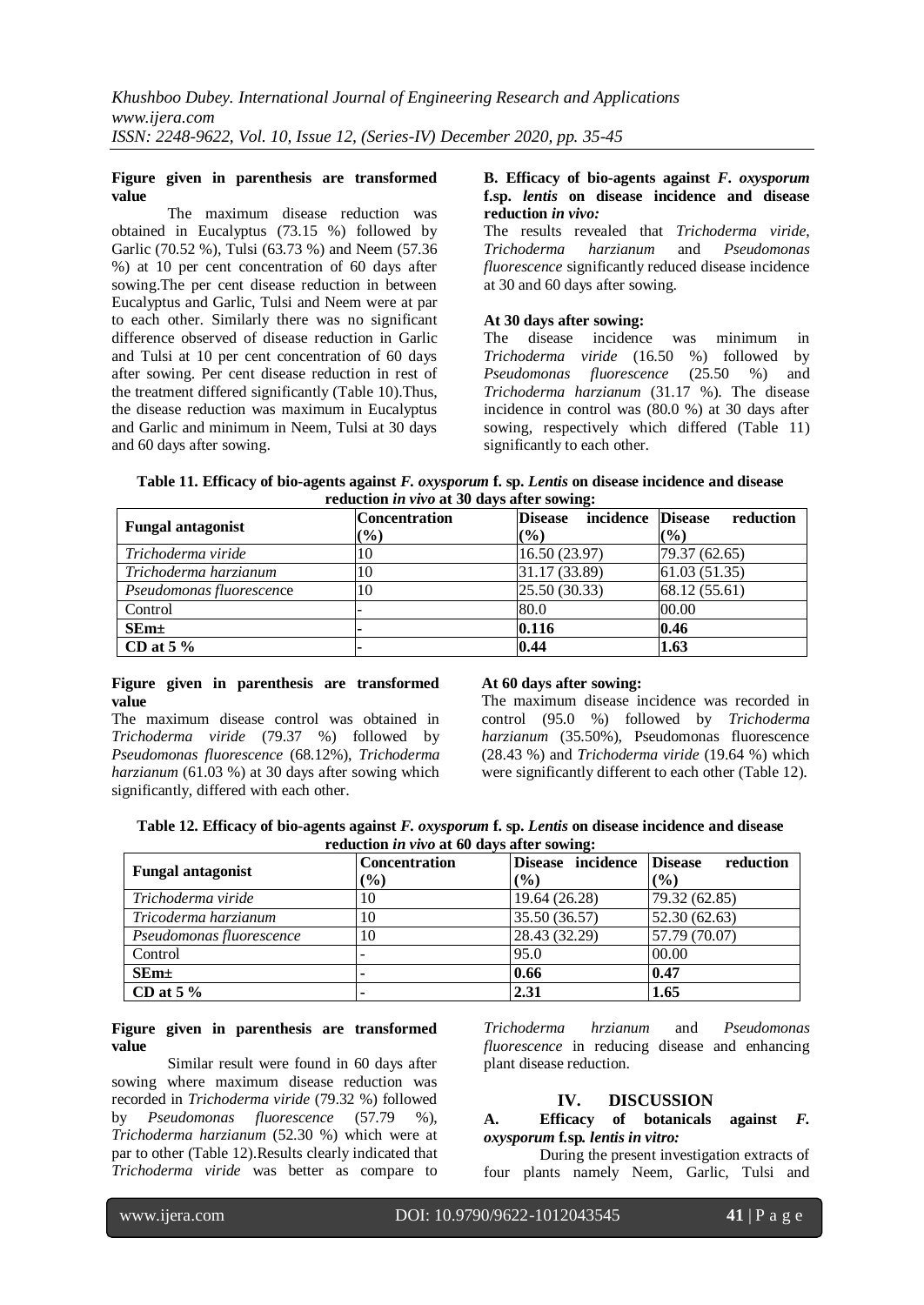**Figure given in parenthesis are transformed value**

The maximum disease reduction was obtained in Eucalyptus (73.15 %) followed by Garlic (70.52 %), Tulsi (63.73 %) and Neem (57.36 %) at 10 per cent concentration of 60 days after sowing.The per cent disease reduction in between Eucalyptus and Garlic, Tulsi and Neem were at par to each other. Similarly there was no significant difference observed of disease reduction in Garlic and Tulsi at 10 per cent concentration of 60 days after sowing. Per cent disease reduction in rest of the treatment differed significantly (Table 10).Thus, the disease reduction was maximum in Eucalyptus and Garlic and minimum in Neem, Tulsi at 30 days and 60 days after sowing.

**B. Efficacy of bio-agents against *F. oxysporum* f.sp. *lentis* on disease incidence and disease reduction *in vivo:***

The results revealed that *Trichoderma viride*, *Trichoderma harzianum* and *Pseudomonas fluorescence* significantly reduced disease incidence at 30 and 60 days after sowing.

**At 30 days after sowing:**

The disease incidence was minimum in *Trichoderma viride* (16.50 %) followed by *Pseudomonas fluorescence* (25.50 %) and *Trichoderma harzianum* (31.17 %). The disease incidence in control was (80.0 %) at 30 days after sowing, respectively which differed (Table 11) significantly to each other.

**Table 11. Efficacy of bio-agents against *F. oxysporum* f. sp. *Lentis* on disease incidence and disease reduction *in vivo* at 30 days after sowing:**

| Fungal antagonist | Concentration (%) | Disease incidence (%) | Disease reduction (%) |
|---|---|---|---|
| *Trichoderma viride* | 10 | 16.50 (23.97) | 79.37 (62.65) |
| *Trichoderma harzianum* | 10 | 31.17 (33.89) | 61.03 (51.35) |
| *Pseudomonas fluorescenc*e | 10 | 25.50 (30.33) | 68.12 (55.61) |
| Control | - | 80.0 | 00.00 |
| **SEm±** | - | **0.116** | **0.46** |
| **CD at 5 %** | - | **0.44** | **1.63** |

**Figure given in parenthesis are transformed value**

The maximum disease control was obtained in *Trichoderma viride* (79.37 %) followed by *Pseudomonas fluorescence* (68.12%), *Trichoderma harzianum* (61.03 %) at 30 days after sowing which significantly, differed with each other.

**At 60 days after sowing:**

The maximum disease incidence was recorded in control (95.0 %) followed by *Trichoderma harzianum* (35.50%), Pseudomonas fluorescence (28.43 %) and *Trichoderma viride* (19.64 %) which were significantly different to each other (Table 12).

**Table 12. Efficacy of bio-agents against *F. oxysporum* f. sp. *Lentis* on disease incidence and disease reduction *in vivo* at 60 days after sowing:**

| Fungal antagonist | Concentration (%) | Disease incidence (%) | Disease reduction (%) |
|---|---|---|---|
| *Trichoderma viride* | 10 | 19.64 (26.28) | 79.32 (62.85) |
| *Tricoderma harzianum* | 10 | 35.50 (36.57) | 52.30 (62.63) |
| *Pseudomonas fluorescense* | 10 | 28.43 (32.29) | 57.79 (70.07) |
| Control | - | 95.0 | 00.00 |
| **SEm±** | - | **0.66** | **0.47** |
| **CD at 5 %** | - | **2.31** | **1.65** |

**Figure given in parenthesis are transformed value**

Similar result were found in 60 days after sowing where maximum disease reduction was recorded in *Trichoderma viride* (79.32 %) followed by *Pseudomonas fluorescence* (57.79 %), *Trichoderma harzianum* (52.30 %) which were at par to other (Table 12).Results clearly indicated that *Trichoderma viride* was better as compare to *Trichoderma hrzianum* and *Pseudomonas fluorescence* in reducing disease and enhancing plant disease reduction.

## IV. DISCUSSION

**A. Efficacy of botanicals against *F. oxysporum* f.sp. *lentis in vitro:***

During the present investigation extracts of four plants namely Neem, Garlic, Tulsi and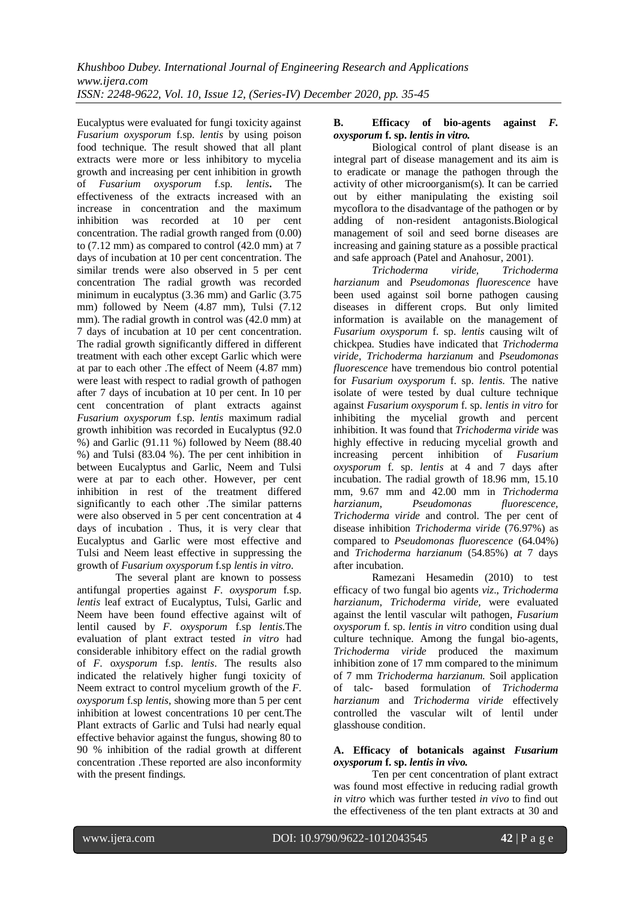Eucalyptus were evaluated for fungi toxicity against *Fusarium oxysporum* f.sp. *lentis* by using poison food technique. The result showed that all plant extracts were more or less inhibitory to mycelia growth and increasing per cent inhibition in growth of *Fusarium oxysporum* f.sp. *lentis***.** The effectiveness of the extracts increased with an increase in concentration and the maximum inhibition was recorded at 10 per cent concentration. The radial growth ranged from (0.00) to (7.12 mm) as compared to control (42.0 mm) at 7 days of incubation at 10 per cent concentration. The similar trends were also observed in 5 per cent concentration The radial growth was recorded minimum in eucalyptus (3.36 mm) and Garlic (3.75 mm) followed by Neem (4.87 mm), Tulsi (7.12 mm). The radial growth in control was (42.0 mm) at 7 days of incubation at 10 per cent concentration. The radial growth significantly differed in different treatment with each other except Garlic which were at par to each other .The effect of Neem (4.87 mm) were least with respect to radial growth of pathogen after 7 days of incubation at 10 per cent. In 10 per cent concentration of plant extracts against *Fusarium oxysporum* f.sp. *lentis* maximum radial growth inhibition was recorded in Eucalyptus (92.0 %) and Garlic (91.11 %) followed by Neem (88.40 %) and Tulsi (83.04 %). The per cent inhibition in between Eucalyptus and Garlic, Neem and Tulsi were at par to each other. However, per cent inhibition in rest of the treatment differed significantly to each other .The similar patterns were also observed in 5 per cent concentration at 4 days of incubation . Thus, it is very clear that Eucalyptus and Garlic were most effective and Tulsi and Neem least effective in suppressing the growth of *Fusarium oxysporum* f.sp *lentis in vitro*.

The several plant are known to possess antifungal properties against *F. oxysporum* f.sp. *lentis* leaf extract of Eucalyptus, Tulsi, Garlic and Neem have been found effective against wilt of lentil caused by *F. oxysporum* f.sp *lentis*.The evaluation of plant extract tested *in vitro* had considerable inhibitory effect on the radial growth of *F. oxysporum* f.sp. *lentis*. The results also indicated the relatively higher fungi toxicity of Neem extract to control mycelium growth of the *F. oxysporum* f.sp *lentis*, showing more than 5 per cent inhibition at lowest concentrations 10 per cent.The Plant extracts of Garlic and Tulsi had nearly equal effective behavior against the fungus, showing 80 to 90 % inhibition of the radial growth at different concentration .These reported are also inconformity with the present findings.

**B. Efficacy of bio-agents against *F. oxysporum* f. sp. *lentis in vitro.***

Biological control of plant disease is an integral part of disease management and its aim is to eradicate or manage the pathogen through the activity of other microorganism(s). It can be carried out by either manipulating the existing soil mycoflora to the disadvantage of the pathogen or by adding of non-resident antagonists.Biological management of soil and seed borne diseases are increasing and gaining stature as a possible practical and safe approach (Patel and Anahosur, 2001).

*Trichoderma viride, Trichoderma harzianum* and *Pseudomonas fluorescence* have been used against soil borne pathogen causing diseases in different crops. But only limited information is available on the management of *Fusarium oxysporum* f. sp. *lentis* causing wilt of chickpea. Studies have indicated that *Trichoderma viride*, *Trichoderma harzianum* and *Pseudomonas fluorescence* have tremendous bio control potential for *Fusarium oxysporum* f. sp. *lentis.* The native isolate of were tested by dual culture technique against *Fusarium oxysporum* f. sp. *lentis in vitro* for inhibiting the mycelial growth and percent inhibition. It was found that *Trichoderma viride* was highly effective in reducing mycelial growth and increasing percent inhibition of *Fusarium oxysporum* f. sp. *lentis* at 4 and 7 days after incubation. The radial growth of 18.96 mm, 15.10 mm, 9.67 mm and 42.00 mm in *Trichoderma harzianum*, *Pseudomonas fluorescence, Trichoderma viride* and control. The per cent of disease inhibition *Trichoderma viride* (76.97%) as compared to *Pseudomonas fluorescence* (64.04%) and *Trichoderma harzianum* (54.85%) *at* 7 days after incubation.

Ramezani Hesamedin (2010) to test efficacy of two fungal bio agents *viz*., *Trichoderma harzianum, Trichoderma viride,* were evaluated against the lentil vascular wilt pathogen, *Fusarium oxysporum* f. sp. *lentis in vitro* condition using dual culture technique. Among the fungal bio-agents, *Trichoderma viride* produced the maximum inhibition zone of 17 mm compared to the minimum of 7 mm *Trichoderma harzianum.* Soil application of talc- based formulation of *Trichoderma harzianum* and *Trichoderma viride* effectively controlled the vascular wilt of lentil under glasshouse condition.

**A. Efficacy of botanicals against *Fusarium oxysporum* f. sp. *lentis in vivo.***

Ten per cent concentration of plant extract was found most effective in reducing radial growth *in vitro* which was further tested *in vivo* to find out the effectiveness of the ten plant extracts at 30 and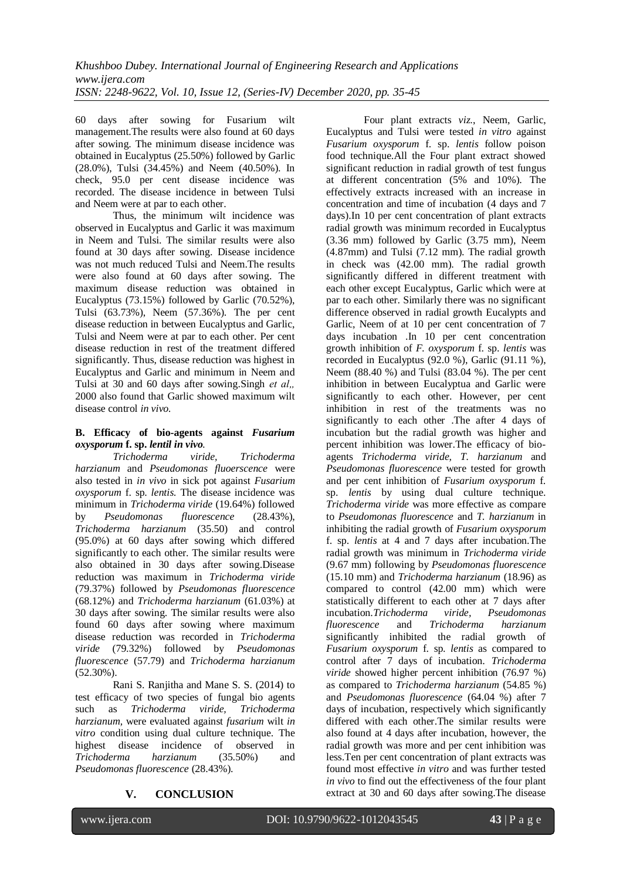60 days after sowing for Fusarium wilt management.The results were also found at 60 days after sowing. The minimum disease incidence was obtained in Eucalyptus (25.50%) followed by Garlic (28.0%), Tulsi (34.45%) and Neem (40.50%). In check, 95.0 per cent disease incidence was recorded. The disease incidence in between Tulsi and Neem were at par to each other.

Thus, the minimum wilt incidence was observed in Eucalyptus and Garlic it was maximum in Neem and Tulsi. The similar results were also found at 30 days after sowing. Disease incidence was not much reduced Tulsi and Neem.The results were also found at 60 days after sowing. The maximum disease reduction was obtained in Eucalyptus (73.15%) followed by Garlic (70.52%), Tulsi (63.73%), Neem (57.36%). The per cent disease reduction in between Eucalyptus and Garlic, Tulsi and Neem were at par to each other. Per cent disease reduction in rest of the treatment differed significantly. Thus, disease reduction was highest in Eucalyptus and Garlic and minimum in Neem and Tulsi at 30 and 60 days after sowing.Singh *et al.,* 2000 also found that Garlic showed maximum wilt disease control *in vivo.*

**B. Efficacy of bio-agents against *Fusarium oxysporum* f. sp. *lentil in vivo.***

*Trichoderma viride*, *Trichoderma harzianum* and *Pseudomonas fluoerscence* were also tested in *in vivo* in sick pot against *Fusarium oxysporum* f. sp. *lentis.* The disease incidence was minimum in *Trichoderma viride* (19.64%) followed by *Pseudomonas fluorescence* (28.43%), *Trichoderma harzianum* (35.50) and control (95.0%) at 60 days after sowing which differed significantly to each other. The similar results were also obtained in 30 days after sowing.Disease reduction was maximum in *Trichoderma viride* (79.37%) followed by *Pseudomonas fluorescence* (68.12%) and *Trichoderma harzianum* (61.03%) at 30 days after sowing. The similar results were also found 60 days after sowing where maximum disease reduction was recorded in *Trichoderma viride* (79.32%) followed by *Pseudomonas fluorescence* (57.79) and *Trichoderma harzianum* (52.30%).

Rani S. Ranjitha and Mane S. S. (2014) to test efficacy of two species of fungal bio agents such as *Trichoderma viride*, *Trichoderma harzianum*, were evaluated against *fusarium* wilt *in vitro* condition using dual culture technique. The highest disease incidence of observed in *Trichoderma harzianum* (35.50%) and *Pseudomonas fluorescence* (28.43%).

## V. CONCLUSION

Four plant extracts *viz.*, Neem, Garlic, Eucalyptus and Tulsi were tested *in vitro* against *Fusarium oxysporum* f. sp. *lentis* follow poison food technique.All the Four plant extract showed significant reduction in radial growth of test fungus at different concentration (5% and 10%). The effectively extracts increased with an increase in concentration and time of incubation (4 days and 7 days).In 10 per cent concentration of plant extracts radial growth was minimum recorded in Eucalyptus (3.36 mm) followed by Garlic (3.75 mm), Neem (4.87mm) and Tulsi (7.12 mm). The radial growth in check was (42.00 mm). The radial growth significantly differed in different treatment with each other except Eucalyptus, Garlic which were at par to each other. Similarly there was no significant difference observed in radial growth Eucalypts and Garlic, Neem of at 10 per cent concentration of 7 days incubation .In 10 per cent concentration growth inhibition of *F. oxysporum* f. sp. *lentis* was recorded in Eucalyptus (92.0 %), Garlic (91.11 %), Neem (88.40 %) and Tulsi (83.04 %). The per cent inhibition in between Eucalyptua and Garlic were significantly to each other. However, per cent inhibition in rest of the treatments was no significantly to each other .The after 4 days of incubation but the radial growth was higher and percent inhibition was lower.The efficacy of bio-agents *Trichoderma viride*, *T. harzianum* and *Pseudomonas fluorescence* were tested for growth and per cent inhibition of *Fusarium oxysporum* f. sp. *lentis* by using dual culture technique. *Trichoderma viride* was more effective as compare to *Pseudomonas fluorescence* and *T. harzianum* in inhibiting the radial growth of *Fusarium oxysporum* f. sp. *lentis* at 4 and 7 days after incubation.The radial growth was minimum in *Trichoderma viride* (9.67 mm) following by *Pseudomonas fluorescence* (15.10 mm) and *Trichoderma harzianum* (18.96) as compared to control (42.00 mm) which were statistically different to each other at 7 days after incubation.*Trichoderma viride*, *Pseudomonas fluorescence* and *Trichoderma harzianum* significantly inhibited the radial growth of *Fusarium oxysporum* f. sp. *lentis* as compared to control after 7 days of incubation. *Trichoderma viride* showed higher percent inhibition (76.97 %) as compared to *Trichoderma harzianum* (54.85 %) and *Pseudomonas fluorescence* (64.04 %) after 7 days of incubation, respectively which significantly differed with each other.The similar results were also found at 4 days after incubation, however, the radial growth was more and per cent inhibition was less.Ten per cent concentration of plant extracts was found most effective *in vitro* and was further tested *in vivo* to find out the effectiveness of the four plant extract at 30 and 60 days after sowing.The disease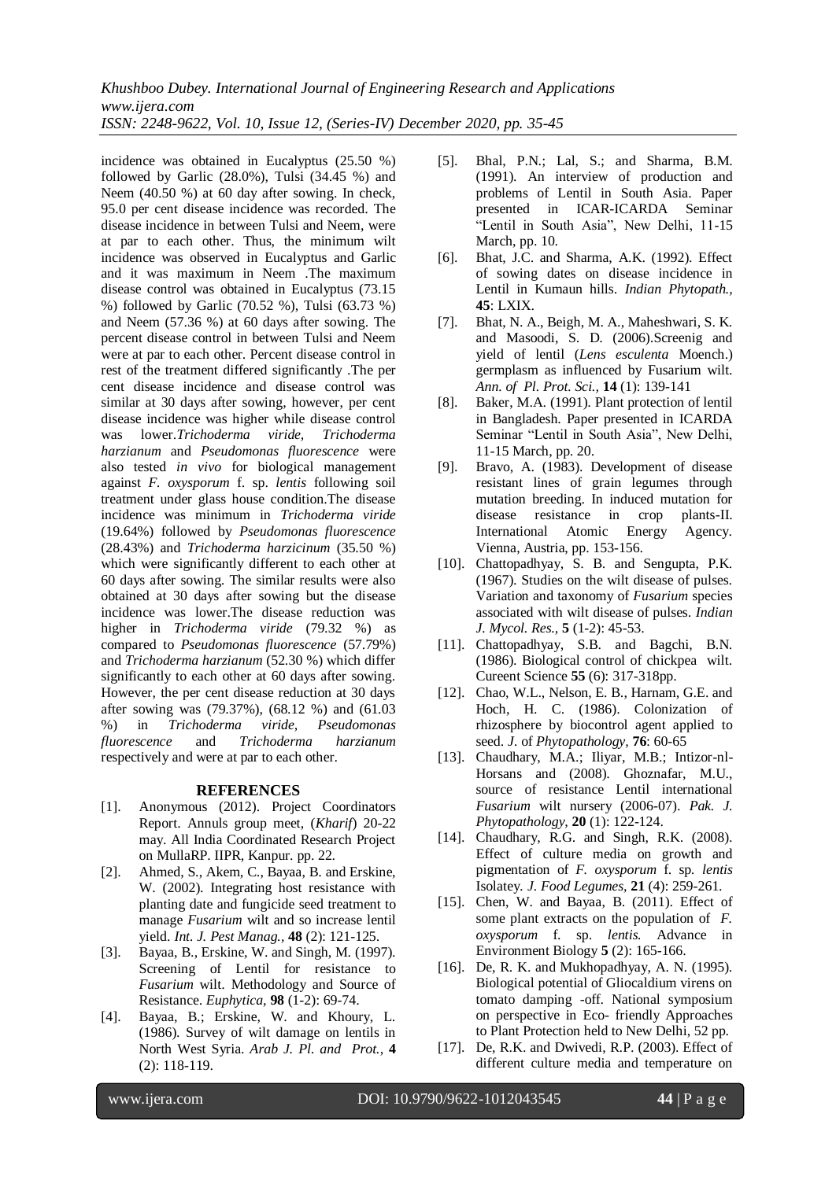incidence was obtained in Eucalyptus (25.50 %) followed by Garlic (28.0%), Tulsi (34.45 %) and Neem (40.50 %) at 60 day after sowing. In check, 95.0 per cent disease incidence was recorded. The disease incidence in between Tulsi and Neem, were at par to each other. Thus, the minimum wilt incidence was observed in Eucalyptus and Garlic and it was maximum in Neem .The maximum disease control was obtained in Eucalyptus (73.15 %) followed by Garlic (70.52 %), Tulsi (63.73 %) and Neem (57.36 %) at 60 days after sowing. The percent disease control in between Tulsi and Neem were at par to each other. Percent disease control in rest of the treatment differed significantly .The per cent disease incidence and disease control was similar at 30 days after sowing, however, per cent disease incidence was higher while disease control was lower.*Trichoderma viride, Trichoderma harzianum* and *Pseudomonas fluorescence* were also tested *in vivo* for biological management against *F. oxysporum* f. sp. *lentis* following soil treatment under glass house condition.The disease incidence was minimum in *Trichoderma viride* (19.64%) followed by *Pseudomonas fluorescence* (28.43%) and *Trichoderma harzicinum* (35.50 %) which were significantly different to each other at 60 days after sowing. The similar results were also obtained at 30 days after sowing but the disease incidence was lower.The disease reduction was higher in *Trichoderma viride* (79.32 %) as compared to *Pseudomonas fluorescence* (57.79%) and *Trichoderma harzianum* (52.30 %) which differ significantly to each other at 60 days after sowing. However, the per cent disease reduction at 30 days after sowing was (79.37%), (68.12 %) and (61.03 %) in *Trichoderma viride, Pseudomonas fluorescence* and *Trichoderma harzianum* respectively and were at par to each other.

## REFERENCES

[1]. Anonymous (2012). Project Coordinators Report. Annuls group meet, (*Kharif*) 20-22 may. All India Coordinated Research Project on MullaRP. IIPR, Kanpur. pp. 22.

[2]. Ahmed, S., Akem, C., Bayaa, B. and Erskine, W. (2002). Integrating host resistance with planting date and fungicide seed treatment to manage *Fusarium* wilt and so increase lentil yield. *Int. J. Pest Manag.,* **48** (2): 121-125.

[3]. Bayaa, B., Erskine, W. and Singh, M. (1997). Screening of Lentil for resistance to *Fusarium* wilt. Methodology and Source of Resistance. *Euphytica*, **98** (1-2): 69-74.

[4]. Bayaa, B.; Erskine, W. and Khoury, L. (1986). Survey of wilt damage on lentils in North West Syria. *Arab J. Pl. and Prot.,* **4** (2): 118-119.

[5]. Bhal, P.N.; Lal, S.; and Sharma, B.M. (1991). An interview of production and problems of Lentil in South Asia. Paper presented in ICAR-ICARDA Seminar "Lentil in South Asia", New Delhi, 11-15 March, pp. 10.

[6]. Bhat, J.C. and Sharma, A.K. (1992). Effect of sowing dates on disease incidence in Lentil in Kumaun hills. *Indian Phytopath.,* **45**: LXIX.

[7]. Bhat, N. A., Beigh, M. A., Maheshwari, S. K. and Masoodi, S. D. (2006).Screenig and yield of lentil (*Lens esculenta* Moench.) germplasm as influenced by Fusarium wilt. *Ann. of Pl. Prot. Sci.,* **14** (1): 139-141

[8]. Baker, M.A. (1991). Plant protection of lentil in Bangladesh. Paper presented in ICARDA Seminar "Lentil in South Asia", New Delhi, 11-15 March, pp. 20.

[9]. Bravo, A. (1983). Development of disease resistant lines of grain legumes through mutation breeding. In induced mutation for disease resistance in crop plants-II. International Atomic Energy Agency. Vienna, Austria, pp. 153-156.

[10]. Chattopadhyay, S. B. and Sengupta, P.K. (1967). Studies on the wilt disease of pulses. Variation and taxonomy of *Fusarium* species associated with wilt disease of pulses. *Indian J. Mycol. Res.,* **5** (1-2): 45-53.

[11]. Chattopadhyay, S.B. and Bagchi, B.N. (1986). Biological control of chickpea wilt. Cureent Science **55** (6): 317-318pp.

[12]. Chao, W.L., Nelson, E. B., Harnam, G.E. and Hoch, H. C. (1986). Colonization of rhizosphere by biocontrol agent applied to seed. *J.* of *Phytopathology,* **76**: 60-65

[13]. Chaudhary, M.A.; Iliyar, M.B.; Intizor-nl-Horsans and (2008). Ghoznafar, M.U., source of resistance Lentil international *Fusarium* wilt nursery (2006-07). *Pak. J. Phytopathology,* **20** (1): 122-124.

[14]. Chaudhary, R.G. and Singh, R.K. (2008). Effect of culture media on growth and pigmentation of *F. oxysporum* f. sp. *lentis* Isolatey. *J. Food Legumes,* **21** (4): 259-261.

[15]. Chen, W. and Bayaa, B. (2011). Effect of some plant extracts on the population of *F. oxysporum* f. sp. *lentis.* Advance in Environment Biology **5** (2): 165-166.

[16]. De, R. K. and Mukhopadhyay, A. N. (1995). Biological potential of Gliocaldium virens on tomato damping -off. National symposium on perspective in Eco- friendly Approaches to Plant Protection held to New Delhi, 52 pp.

[17]. De, R.K. and Dwivedi, R.P. (2003). Effect of different culture media and temperature on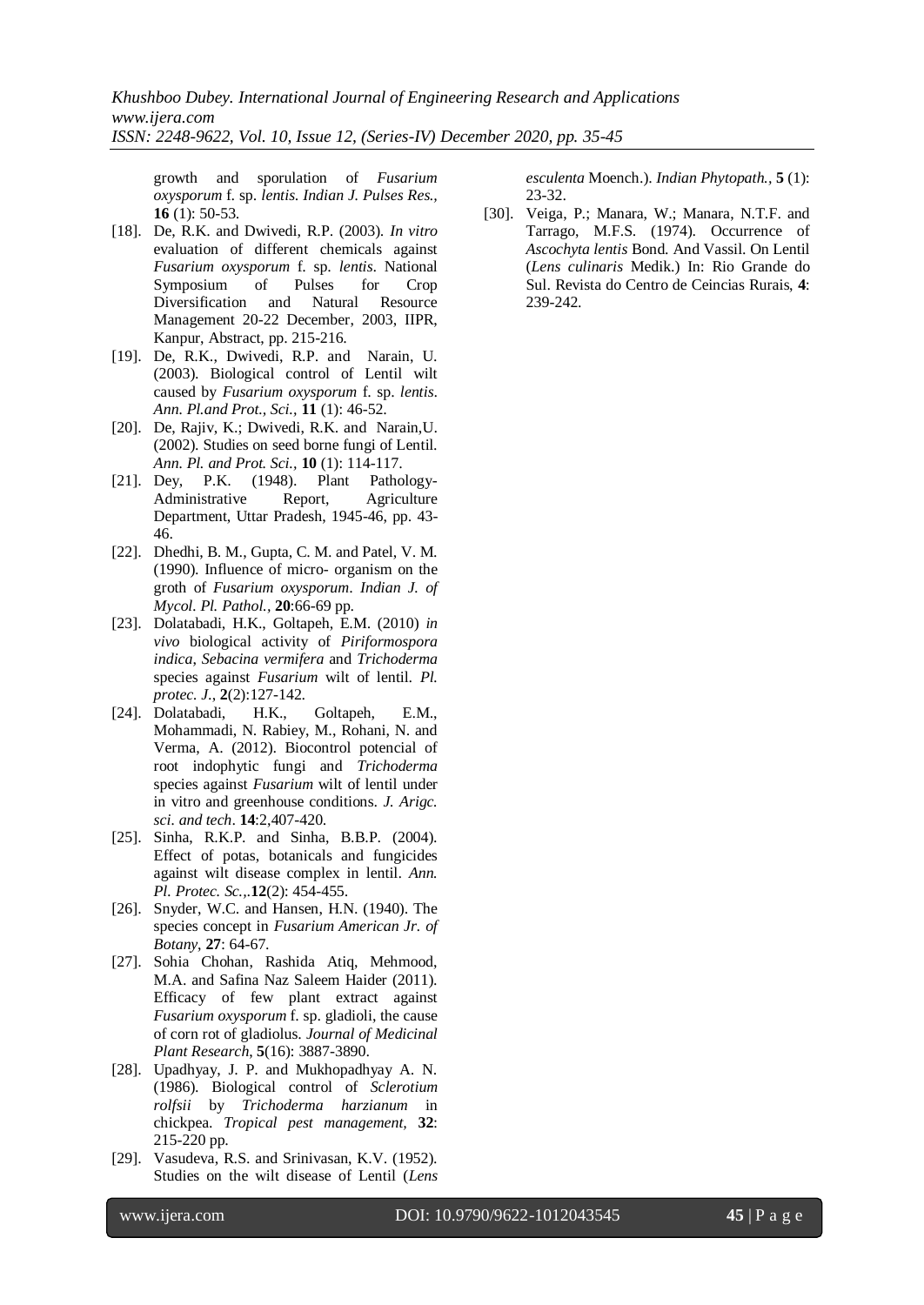growth and sporulation of *Fusarium oxysporum* f. sp. *lentis*. *Indian J. Pulses Res.*, **16** (1): 50-53.

[18]. De, R.K. and Dwivedi, R.P. (2003). *In vitro* evaluation of different chemicals against *Fusarium oxysporum* f. sp. *lentis*. National Symposium of Pulses for Crop Diversification and Natural Resource Management 20-22 December, 2003, IIPR, Kanpur, Abstract, pp. 215-216.

[19]. De, R.K., Dwivedi, R.P. and Narain, U. (2003). Biological control of Lentil wilt caused by *Fusarium oxysporum* f. sp. *lentis*. *Ann. Pl.and Prot., Sci.*, **11** (1): 46-52.

[20]. De, Rajiv, K.; Dwivedi, R.K. and Narain,U. (2002). Studies on seed borne fungi of Lentil. *Ann. Pl. and Prot. Sci.*, **10** (1): 114-117.

[21]. Dey, P.K. (1948). Plant Pathology- Administrative Report, Agriculture Department, Uttar Pradesh, 1945-46, pp. 43-46.

[22]. Dhedhi, B. M., Gupta, C. M. and Patel, V. M. (1990). Influence of micro- organism on the groth of *Fusarium oxysporum*. *Indian J. of Mycol. Pl. Pathol.*, **20**:66-69 pp.

[23]. Dolatabadi, H.K., Goltapeh, E.M. (2010) *in vivo* biological activity of *Piriformospora indica*, *Sebacina vermifera* and *Trichoderma* species against *Fusarium* wilt of lentil. *Pl. protec. J.*, **2**(2):127-142.

[24]. Dolatabadi, H.K., Goltapeh, E.M., Mohammadi, N. Rabiey, M., Rohani, N. and Verma, A. (2012). Biocontrol potencial of root indophytic fungi and *Trichoderma* species against *Fusarium* wilt of lentil under in vitro and greenhouse conditions. *J. Arigc. sci. and tech*. **14**:2,407-420.

[25]. Sinha, R.K.P. and Sinha, B.B.P. (2004). Effect of potas, botanicals and fungicides against wilt disease complex in lentil. *Ann. Pl. Protec. Sc.,*.**12**(2): 454-455.

[26]. Snyder, W.C. and Hansen, H.N. (1940). The species concept in *Fusarium American Jr. of Botany*, **27**: 64-67.

[27]. Sohia Chohan, Rashida Atiq, Mehmood, M.A. and Safina Naz Saleem Haider (2011). Efficacy of few plant extract against *Fusarium oxysporum* f. sp. gladioli, the cause of corn rot of gladiolus. *Journal of Medicinal Plant Research*, **5**(16): 3887-3890.

[28]. Upadhyay, J. P. and Mukhopadhyay A. N. (1986). Biological control of *Sclerotium rolfsii* by *Trichoderma harzianum* in chickpea. *Tropical pest management,* **32**: 215-220 pp.

[29]. Vasudeva, R.S. and Srinivasan, K.V. (1952). Studies on the wilt disease of Lentil (*Lens esculenta* Moench.). *Indian Phytopath.*, **5** (1): 23-32.

[30]. Veiga, P.; Manara, W.; Manara, N.T.F. and Tarrago, M.F.S. (1974). Occurrence of *Ascochyta lentis* Bond. And Vassil. On Lentil (*Lens culinaris* Medik.) In: Rio Grande do Sul. Revista do Centro de Ceincias Rurais, **4**: 239-242.